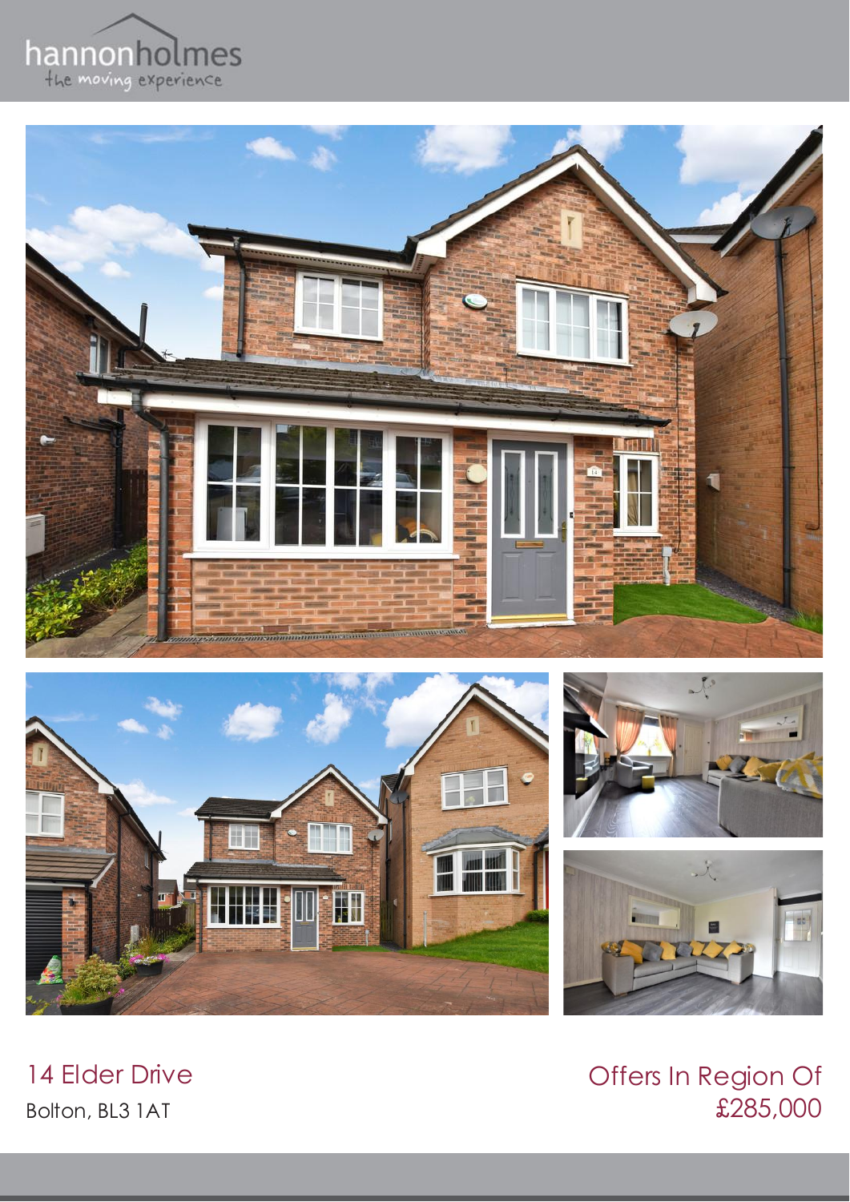hannonholmes

the moving experience

# 14 Elder Drive

Bolton, BL3 1AT

## Offers In Region Of £285,000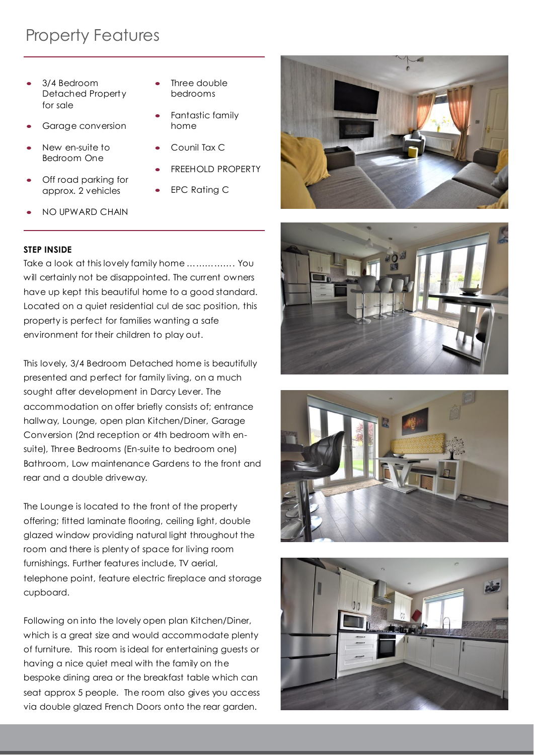# Property Features

- 3/4 Bedroom Detached Property for sale
- Garage conversion
- New en-suite to Bedroom One
- Off road parking for approx. 2 vehicles
- NO UPWARD CHAIN
- Three double bedrooms
- Fantastic family home
- Counil Tax C
- FREEHOLD PROPERTY
- EPC Rating C

**STEP INSIDE**

Take a look at this lovely family home ……………. You will certainly not be disappointed. The current owners have up kept this beautiful home to a good standard. Located on a quiet residential cul de sac position, this property is perfect for families wanting a safe environment for their children to play out.

This lovely, 3/4 Bedroom Detached home is beautifully presented and perfect for family living, on a much sought after development in Darcy Lever. The accommodation on offer briefly consists of; entrance hallway, Lounge, open plan Kitchen/Diner, Garage Conversion (2nd reception or 4th bedroom with en-suite), Three Bedrooms (En-suite to bedroom one) Bathroom, Low maintenance Gardens to the front and rear and a double driveway.

The Lounge is located to the front of the property offering; fitted laminate flooring, ceiling light, double glazed window providing natural light throughout the room and there is plenty of space for living room furnishings. Further features include, TV aerial, telephone point, feature electric fireplace and storage cupboard.

Following on into the lovely open plan Kitchen/Diner, which is a great size and would accommodate plenty of furniture. This room is ideal for entertaining guests or having a nice quiet meal with the family on the bespoke dining area or the breakfast table which can seat approx 5 people. The room also gives you access via double glazed French Doors onto the rear garden.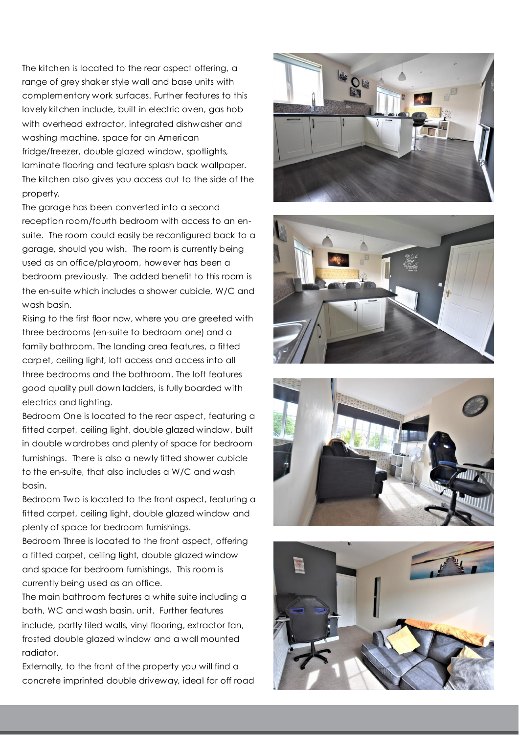The kitchen is located to the rear aspect offering, a range of grey shaker style wall and base units with complementary work surfaces. Further features to this lovely kitchen include, built in electric oven, gas hob with overhead extractor, integrated dishwasher and washing machine, space for an American fridge/freezer, double glazed window, spotlights, laminate flooring and feature splash back wallpaper. The kitchen also gives you access out to the side of the property.

The garage has been converted into a second reception room/fourth bedroom with access to an en-suite. The room could easily be reconfigured back to a garage, should you wish. The room is currently being used as an office/playroom, however has been a bedroom previously. The added benefit to this room is the en-suite which includes a shower cubicle, W/C and wash basin.

Rising to the first floor now, where you are greeted with three bedrooms (en-suite to bedroom one) and a family bathroom. The landing area features, a fitted carpet, ceiling light, loft access and access into all three bedrooms and the bathroom. The loft features good quality pull down ladders, is fully boarded with electrics and lighting.

Bedroom One is located to the rear aspect, featuring a fitted carpet, ceiling light, double glazed window, built in double wardrobes and plenty of space for bedroom furnishings. There is also a newly fitted shower cubicle to the en-suite, that also includes a W/C and wash basin.

Bedroom Two is located to the front aspect, featuring a fitted carpet, ceiling light, double glazed window and plenty of space for bedroom furnishings.

Bedroom Three is located to the front aspect, offering a fitted carpet, ceiling light, double glazed window and space for bedroom furnishings. This room is currently being used as an office.

The main bathroom features a white suite including a bath, WC and wash basin. unit. Further features include, partly tiled walls, vinyl flooring, extractor fan, frosted double glazed window and a wall mounted radiator.

Externally, to the front of the property you will find a concrete imprinted double driveway, ideal for off road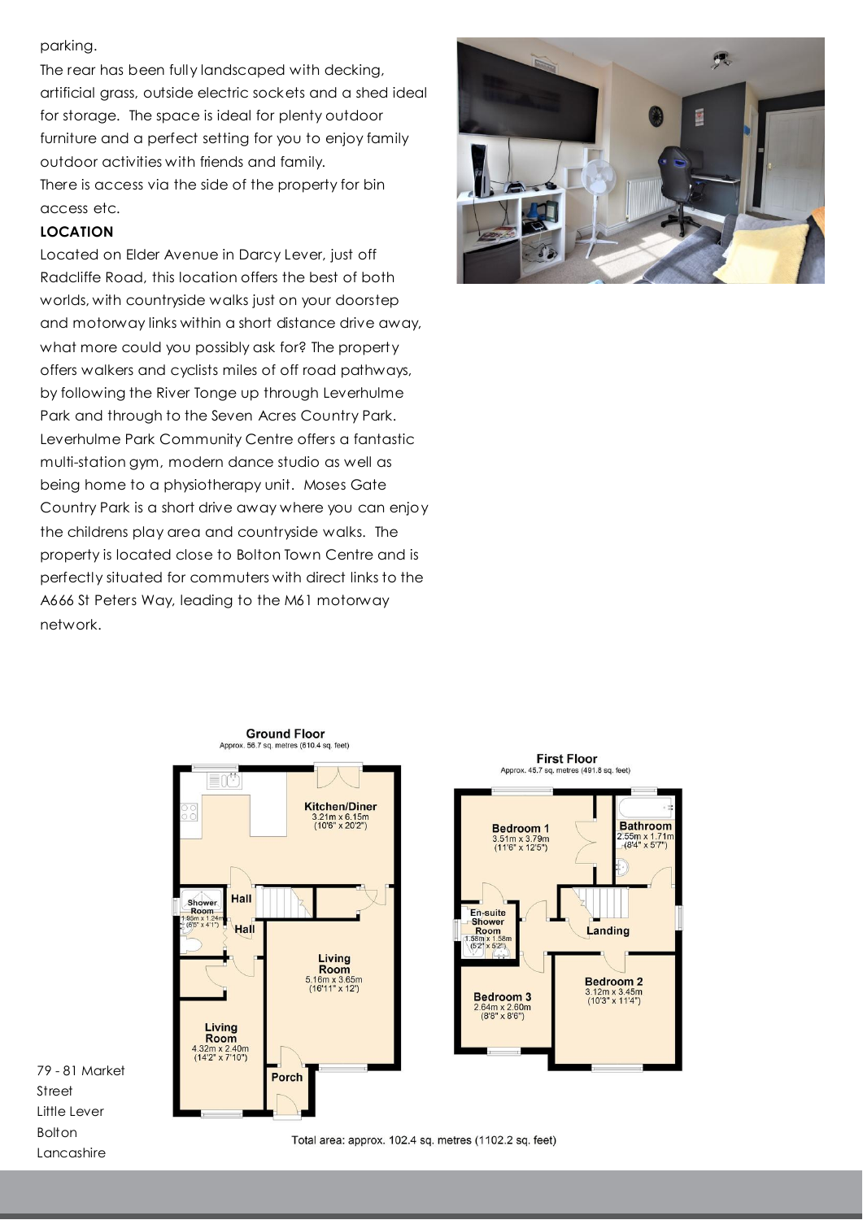parking.

The rear has been fully landscaped with decking, artificial grass, outside electric sockets and a shed ideal for storage. The space is ideal for plenty outdoor furniture and a perfect setting for you to enjoy family outdoor activities with friends and family.

There is access via the side of the property for bin access etc.

**LOCATION**

Located on Elder Avenue in Darcy Lever, just off Radcliffe Road, this location offers the best of both worlds, with countryside walks just on your doorstep and motorway links within a short distance drive away, what more could you possibly ask for? The property offers walkers and cyclists miles of off road pathways, by following the River Tonge up through Leverhulme Park and through to the Seven Acres Country Park. Leverhulme Park Community Centre offers a fantastic multi-station gym, modern dance studio as well as being home to a physiotherapy unit. Moses Gate Country Park is a short drive away where you can enjoy the childrens play area and countryside walks. The property is located close to Bolton Town Centre and is perfectly situated for commuters with direct links to the A666 St Peters Way, leading to the M61 motorway network.

**Ground Floor**
Approx. 56.7 sq. metres (610.4 sq. feet)

Kitchen/Diner
3.21m x 6.15m
(10'6" x 20'2")

Shower Room
1.85m x 1.24m
(6'8" x 4'1")

Hall

Hall

Living Room
5.16m x 3.65m
(16'11" x 12')

Living Room
4.32m x 2.40m
(14'2" x 7'10")

Porch

**First Floor**
Approx. 45.7 sq. metres (491.8 sq. feet)

Bedroom 1
3.51m x 3.79m
(11'6" x 12'5")

Bathroom
2.55m x 1.71m
(8'4" x 5'7")

En-suite Shower Room
1.58m x 1.58m
(5'2" x 5'2")

Landing

Bedroom 3
2.64m x 2.60m
(8'8" x 8'6")

Bedroom 2
3.12m x 3.45m
(10'3" x 11'4")

Total area: approx. 102.4 sq. metres (1102.2 sq. feet)

79 - 81 Market Street
Little Lever
Bolton
Lancashire